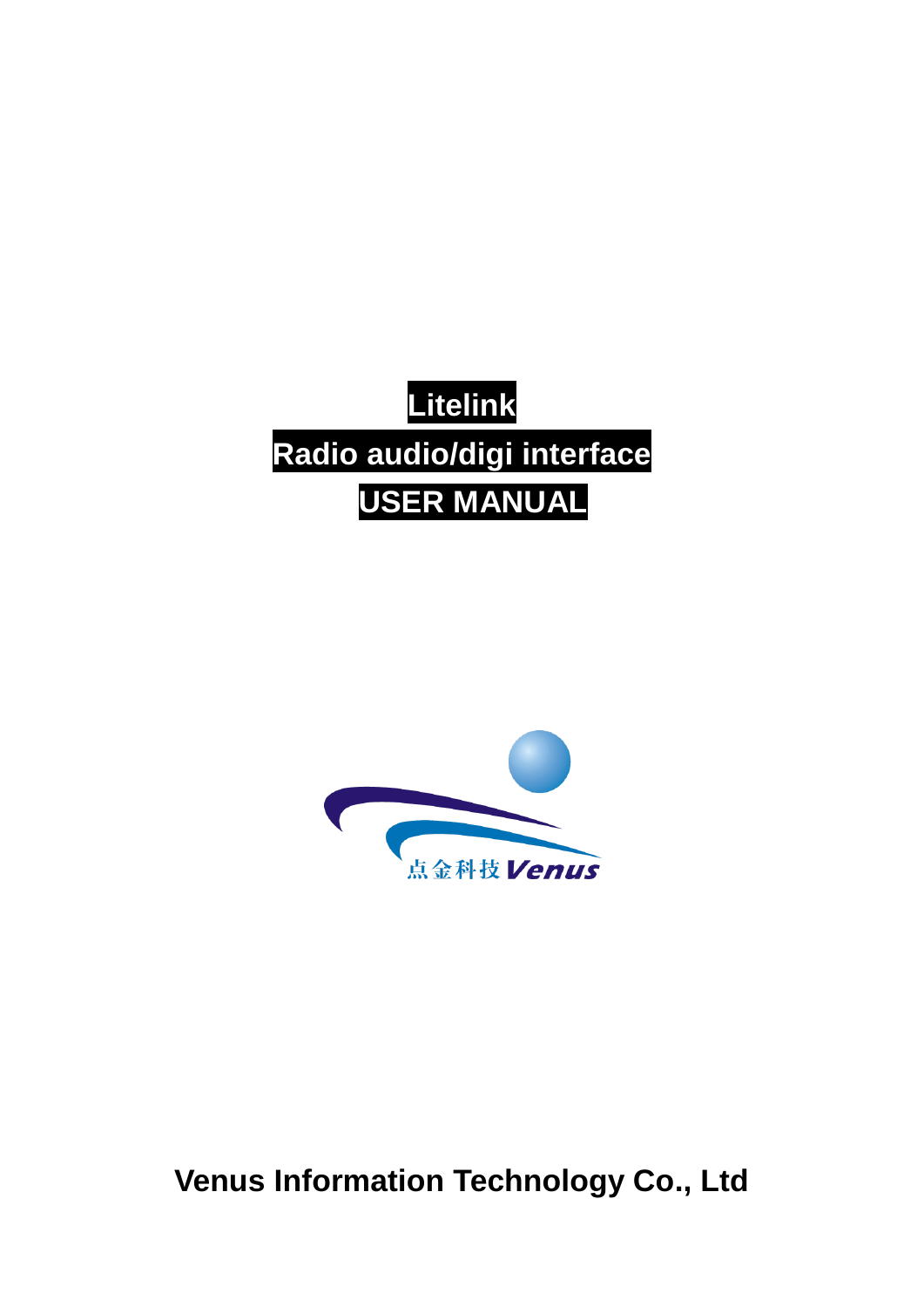# Litelink

# Radio audio/digi interface

# USER MANUAL

点金科技 Venus

**Venus Information Technology Co., Ltd**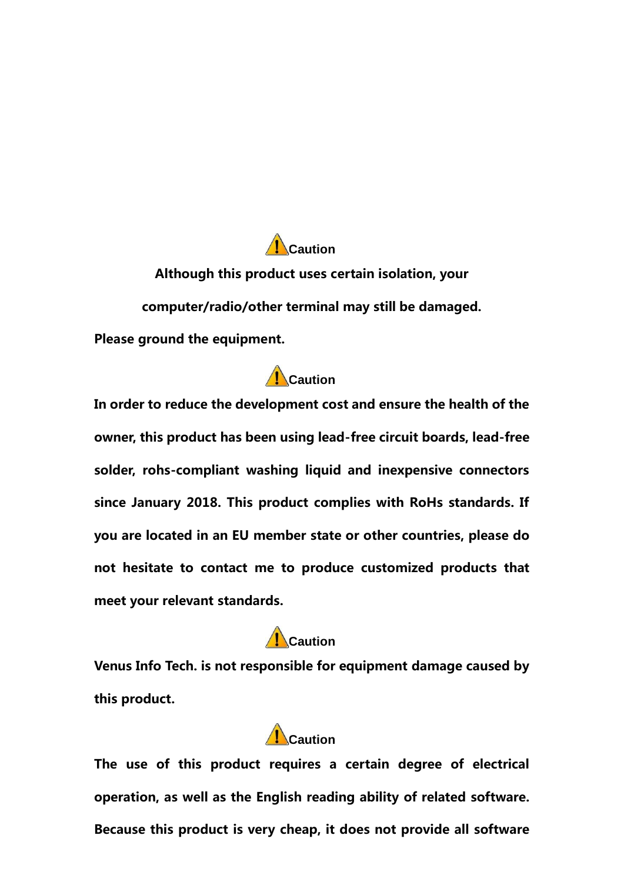⚠ Caution

**Although this product uses certain isolation, your computer/radio/other terminal may still be damaged. Please ground the equipment.**

⚠ Caution

**In order to reduce the development cost and ensure the health of the owner, this product has been using lead-free circuit boards, lead-free solder, rohs-compliant washing liquid and inexpensive connectors since January 2018. This product complies with RoHs standards. If you are located in an EU member state or other countries, please do not hesitate to contact me to produce customized products that meet your relevant standards.**

⚠ Caution

**Venus Info Tech. is not responsible for equipment damage caused by this product.**

⚠ Caution

**The use of this product requires a certain degree of electrical operation, as well as the English reading ability of related software. Because this product is very cheap, it does not provide all software**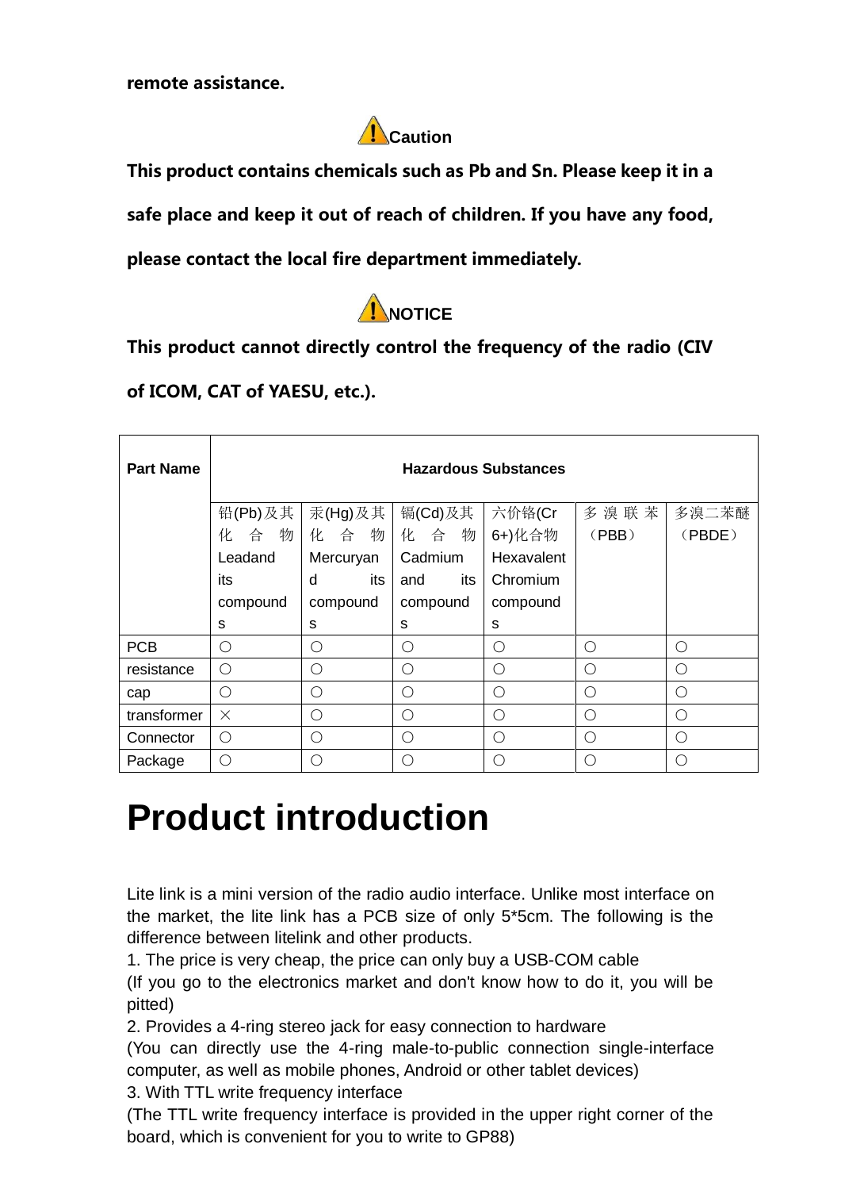**remote assistance.**

⚠Caution

**This product contains chemicals such as Pb and Sn. Please keep it in a safe place and keep it out of reach of children. If you have any food, please contact the local fire department immediately.**

⚠NOTICE

**This product cannot directly control the frequency of the radio (CIV of ICOM, CAT of YAESU, etc.).**

| Part Name | Hazardous Substances | | | | | |
|---|---|---|---|---|---|---|
| | 铅(Pb)及其化合物 Leadand its compounds | 汞(Hg)及其化合物 Mercuryand its compounds | 镉(Cd)及其化合物 Cadmium and its compounds | 六价铬(Cr 6+)化合物 Hexavalent Chromium compounds | 多溴联苯（PBB） | 多溴二苯醚（PBDE） |
| PCB | ○ | ○ | ○ | ○ | ○ | ○ |
| resistance | ○ | ○ | ○ | ○ | ○ | ○ |
| cap | ○ | ○ | ○ | ○ | ○ | ○ |
| transformer | × | ○ | ○ | ○ | ○ | ○ |
| Connector | ○ | ○ | ○ | ○ | ○ | ○ |
| Package | ○ | ○ | ○ | ○ | ○ | ○ |

# Product introduction

Lite link is a mini version of the radio audio interface. Unlike most interface on the market, the lite link has a PCB size of only 5*5cm. The following is the difference between litelink and other products.

1. The price is very cheap, the price can only buy a USB-COM cable
(If you go to the electronics market and don't know how to do it, you will be pitted)
2. Provides a 4-ring stereo jack for easy connection to hardware
(You can directly use the 4-ring male-to-public connection single-interface computer, as well as mobile phones, Android or other tablet devices)
3. With TTL write frequency interface
(The TTL write frequency interface is provided in the upper right corner of the board, which is convenient for you to write to GP88)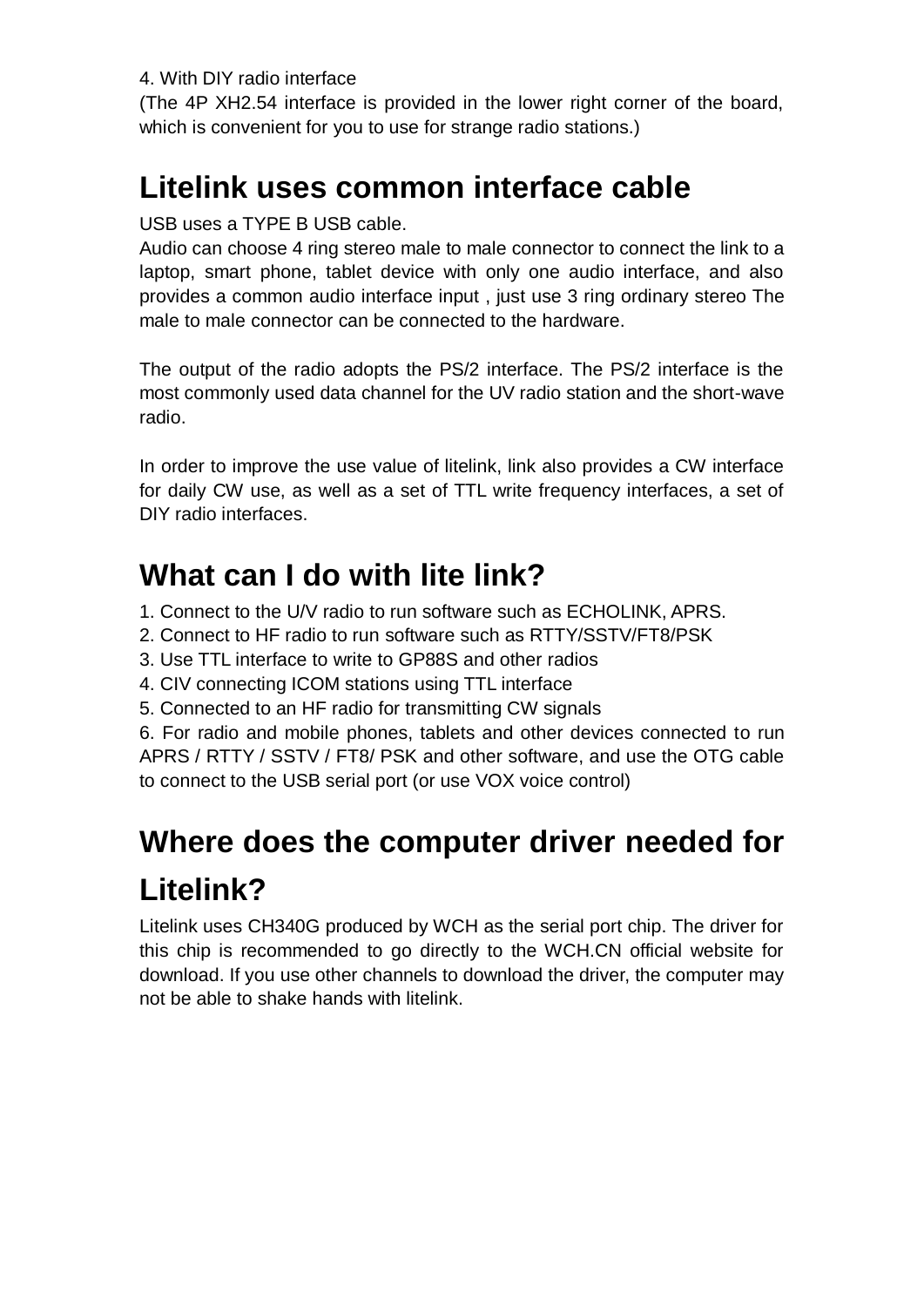4. With DIY radio interface
(The 4P XH2.54 interface is provided in the lower right corner of the board, which is convenient for you to use for strange radio stations.)

## Litelink uses common interface cable

USB uses a TYPE B USB cable.
Audio can choose 4 ring stereo male to male connector to connect the link to a laptop, smart phone, tablet device with only one audio interface, and also provides a common audio interface input , just use 3 ring ordinary stereo The male to male connector can be connected to the hardware.

The output of the radio adopts the PS/2 interface. The PS/2 interface is the most commonly used data channel for the UV radio station and the short-wave radio.

In order to improve the use value of litelink, link also provides a CW interface for daily CW use, as well as a set of TTL write frequency interfaces, a set of DIY radio interfaces.

## What can I do with lite link?

1. Connect to the U/V radio to run software such as ECHOLINK, APRS.
2. Connect to HF radio to run software such as RTTY/SSTV/FT8/PSK
3. Use TTL interface to write to GP88S and other radios
4. CIV connecting ICOM stations using TTL interface
5. Connected to an HF radio for transmitting CW signals
6. For radio and mobile phones, tablets and other devices connected to run APRS / RTTY / SSTV / FT8/ PSK and other software, and use the OTG cable to connect to the USB serial port (or use VOX voice control)

## Where does the computer driver needed for Litelink?

Litelink uses CH340G produced by WCH as the serial port chip. The driver for this chip is recommended to go directly to the WCH.CN official website for download. If you use other channels to download the driver, the computer may not be able to shake hands with litelink.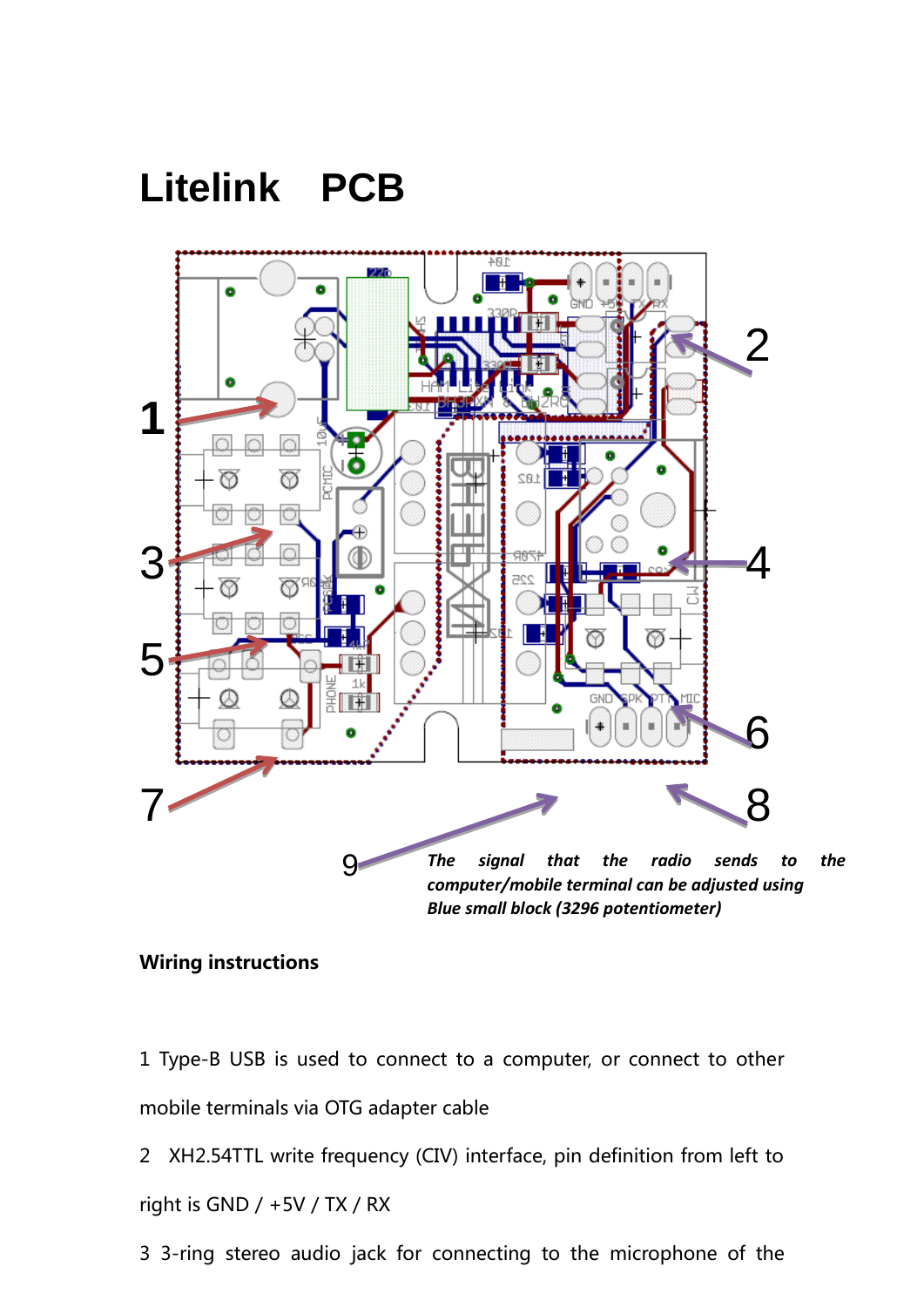# Litelink PCB

*The signal that the radio sends to the computer/mobile terminal can be adjusted using Blue small block (3296 potentiometer)*

**Wiring instructions**

1 Type-B USB is used to connect to a computer, or connect to other mobile terminals via OTG adapter cable

2 XH2.54TTL write frequency (CIV) interface, pin definition from left to right is GND / +5V / TX / RX

3 3-ring stereo audio jack for connecting to the microphone of the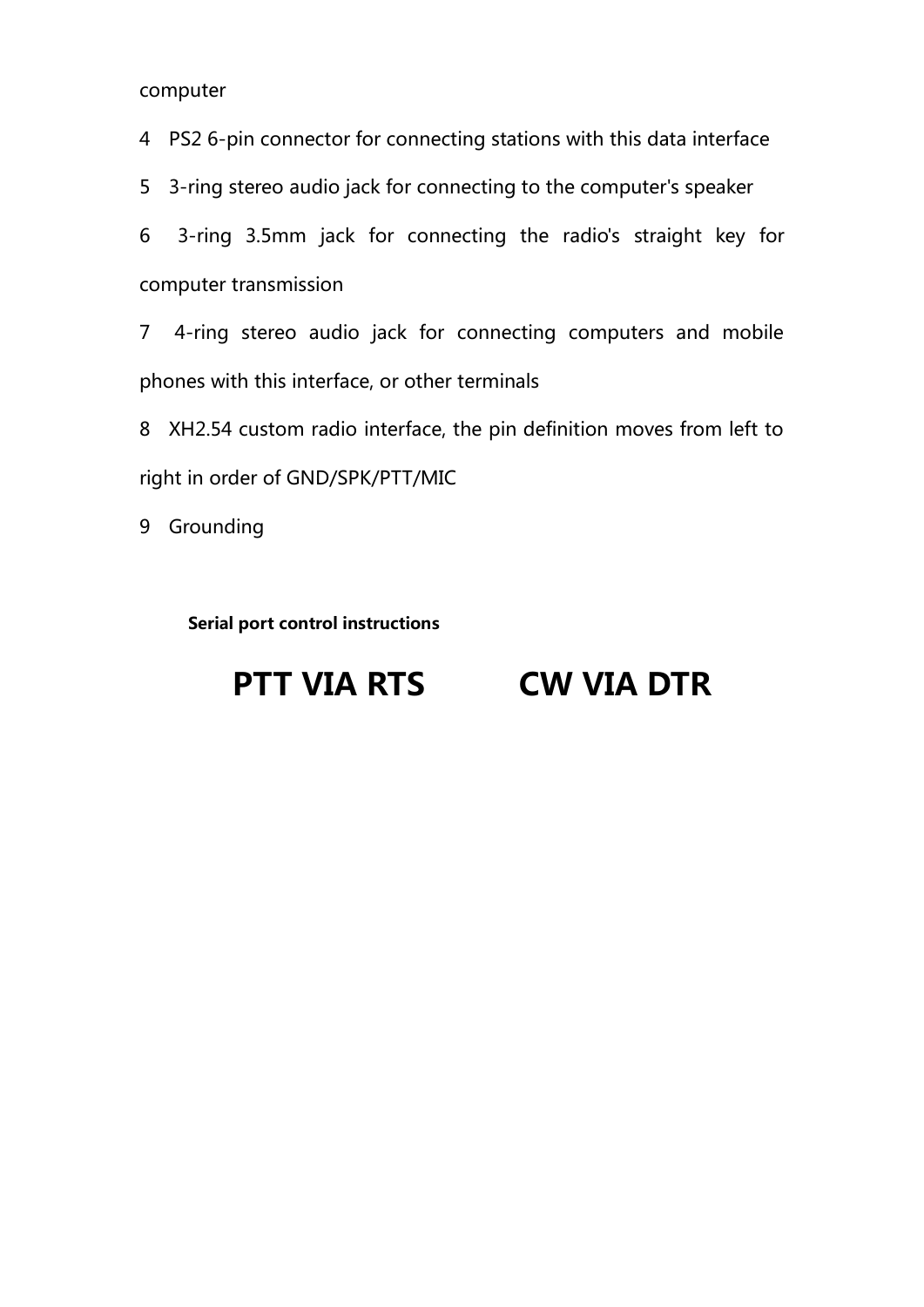computer

4 PS2 6-pin connector for connecting stations with this data interface

5 3-ring stereo audio jack for connecting to the computer's speaker

6 3-ring 3.5mm jack for connecting the radio's straight key for computer transmission

7 4-ring stereo audio jack for connecting computers and mobile phones with this interface, or other terminals

8 XH2.54 custom radio interface, the pin definition moves from left to right in order of GND/SPK/PTT/MIC

9 Grounding

**Serial port control instructions**

## PTT VIA RTS CW VIA DTR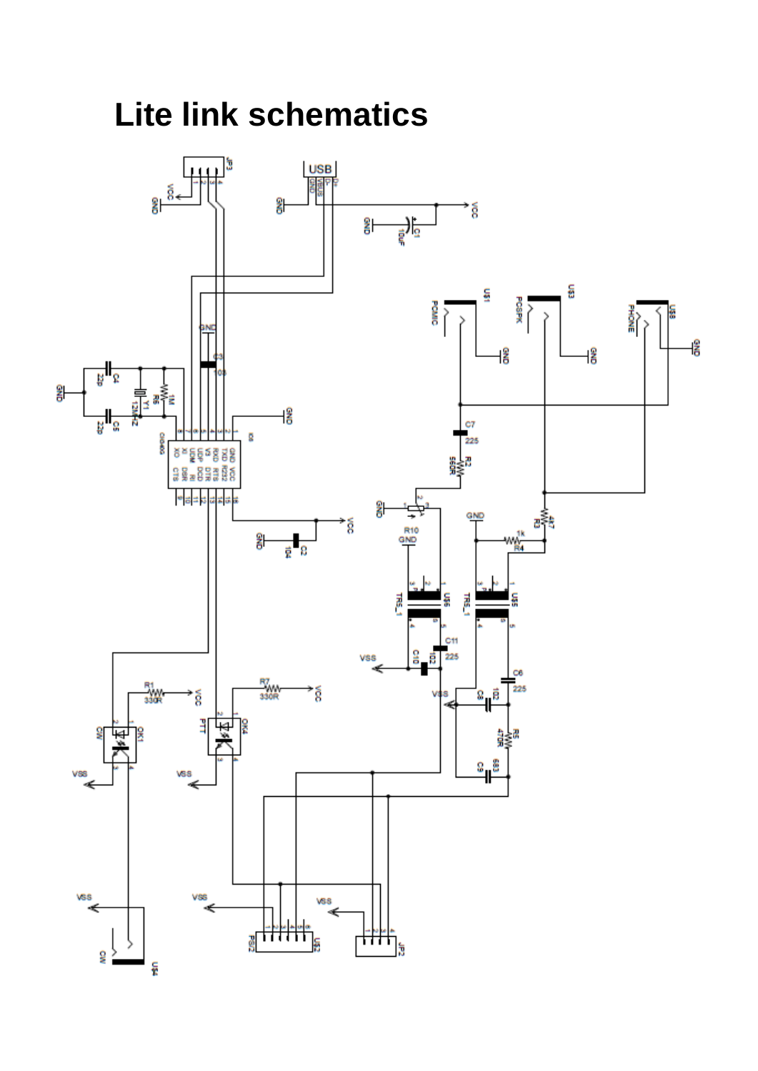# Lite link schematics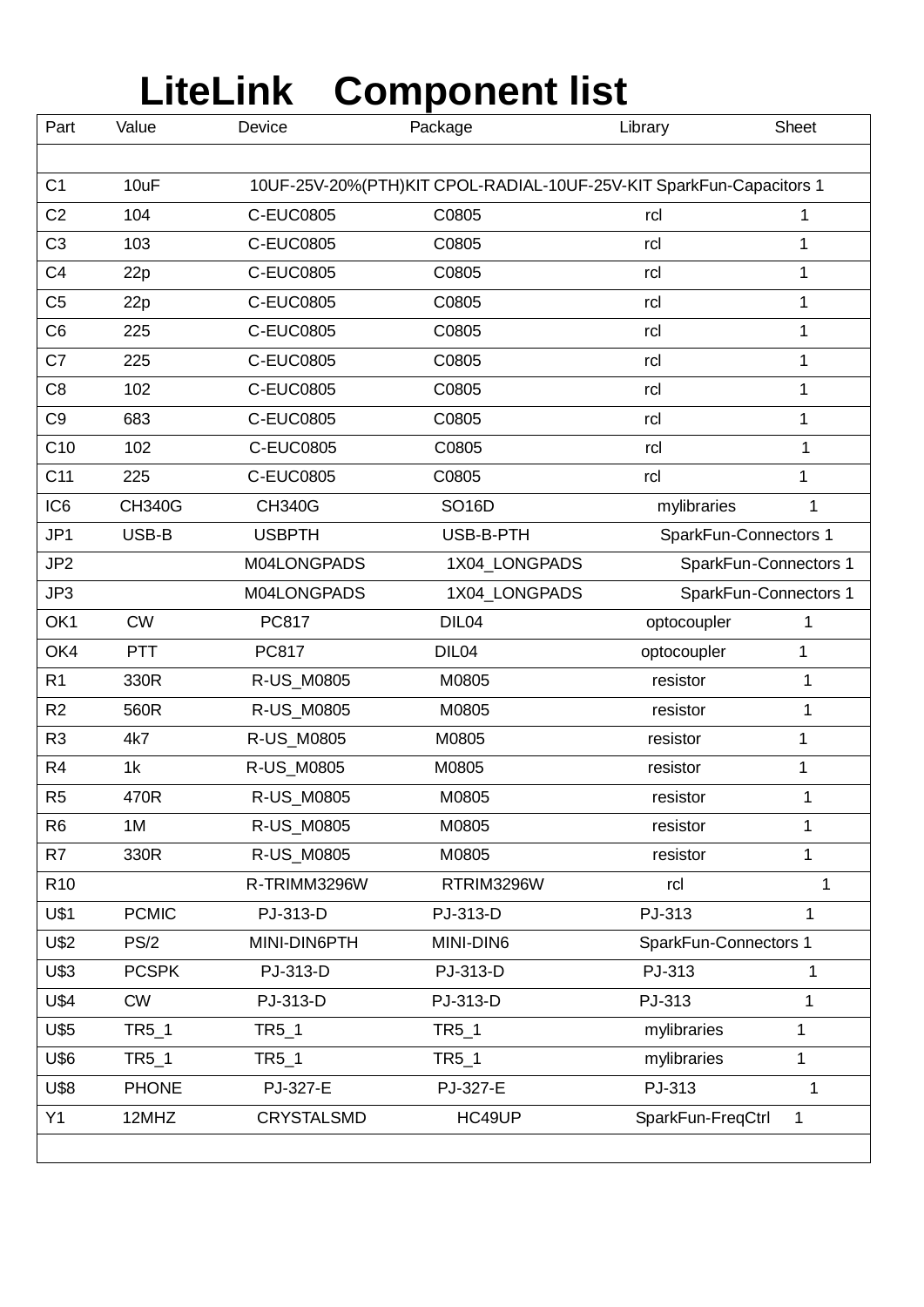# LiteLink Component list

| Part | Value | Device | Package | Library | Sheet |
|---|---|---|---|---|---|
| | | | | | |
| C1 | 10uF | 10UF-25V-20%(PTH)KIT | CPOL-RADIAL-10UF-25V-KIT | SparkFun-Capacitors | 1 |
| C2 | 104 | C-EUC0805 | C0805 | rcl | 1 |
| C3 | 103 | C-EUC0805 | C0805 | rcl | 1 |
| C4 | 22p | C-EUC0805 | C0805 | rcl | 1 |
| C5 | 22p | C-EUC0805 | C0805 | rcl | 1 |
| C6 | 225 | C-EUC0805 | C0805 | rcl | 1 |
| C7 | 225 | C-EUC0805 | C0805 | rcl | 1 |
| C8 | 102 | C-EUC0805 | C0805 | rcl | 1 |
| C9 | 683 | C-EUC0805 | C0805 | rcl | 1 |
| C10 | 102 | C-EUC0805 | C0805 | rcl | 1 |
| C11 | 225 | C-EUC0805 | C0805 | rcl | 1 |
| IC6 | CH340G | CH340G | SO16D | mylibraries | 1 |
| JP1 | USB-B | USBPTH | USB-B-PTH | SparkFun-Connectors | 1 |
| JP2 | | M04LONGPADS | 1X04_LONGPADS | SparkFun-Connectors | 1 |
| JP3 | | M04LONGPADS | 1X04_LONGPADS | SparkFun-Connectors | 1 |
| OK1 | CW | PC817 | DIL04 | optocoupler | 1 |
| OK4 | PTT | PC817 | DIL04 | optocoupler | 1 |
| R1 | 330R | R-US_M0805 | M0805 | resistor | 1 |
| R2 | 560R | R-US_M0805 | M0805 | resistor | 1 |
| R3 | 4k7 | R-US_M0805 | M0805 | resistor | 1 |
| R4 | 1k | R-US_M0805 | M0805 | resistor | 1 |
| R5 | 470R | R-US_M0805 | M0805 | resistor | 1 |
| R6 | 1M | R-US_M0805 | M0805 | resistor | 1 |
| R7 | 330R | R-US_M0805 | M0805 | resistor | 1 |
| R10 | | R-TRIMM3296W | RTRIM3296W | rcl | 1 |
| U$1 | PCMIC | PJ-313-D | PJ-313-D | PJ-313 | 1 |
| U$2 | PS/2 | MINI-DIN6PTH | MINI-DIN6 | SparkFun-Connectors | 1 |
| U$3 | PCSPK | PJ-313-D | PJ-313-D | PJ-313 | 1 |
| U$4 | CW | PJ-313-D | PJ-313-D | PJ-313 | 1 |
| U$5 | TR5_1 | TR5_1 | TR5_1 | mylibraries | 1 |
| U$6 | TR5_1 | TR5_1 | TR5_1 | mylibraries | 1 |
| U$8 | PHONE | PJ-327-E | PJ-327-E | PJ-313 | 1 |
| Y1 | 12MHZ | CRYSTALSMD | HC49UP | SparkFun-FreqCtrl | 1 |
| | | | | | |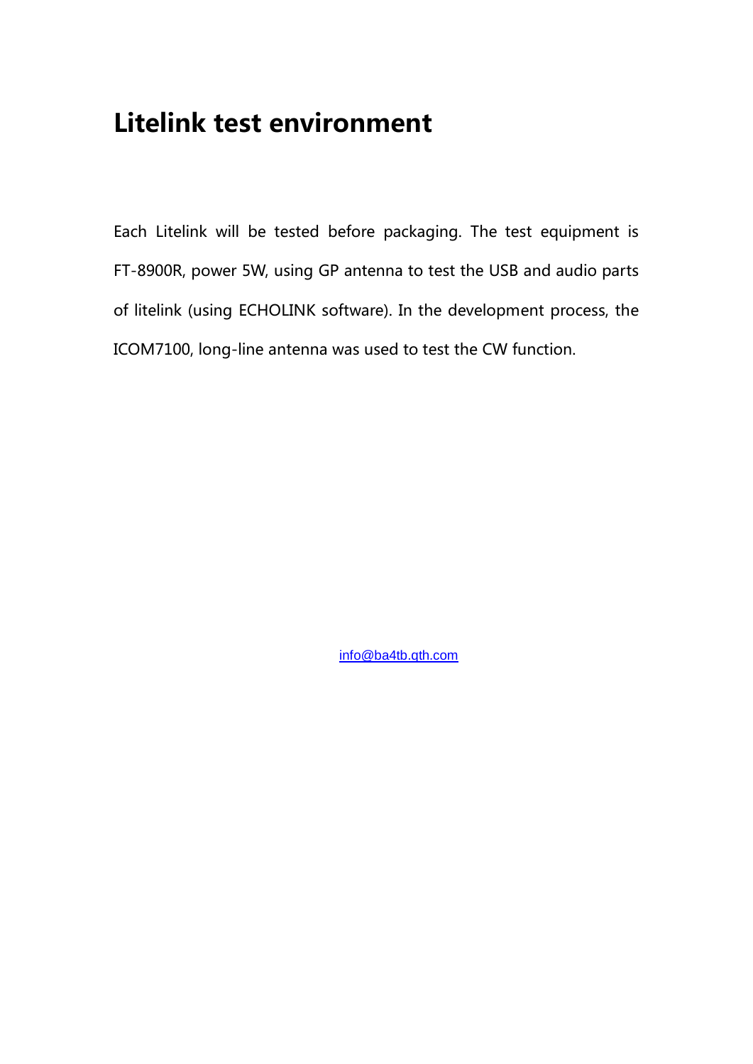# Litelink test environment

Each Litelink will be tested before packaging. The test equipment is FT-8900R, power 5W, using GP antenna to test the USB and audio parts of litelink (using ECHOLINK software). In the development process, the ICOM7100, long-line antenna was used to test the CW function.

info@ba4tb.qth.com